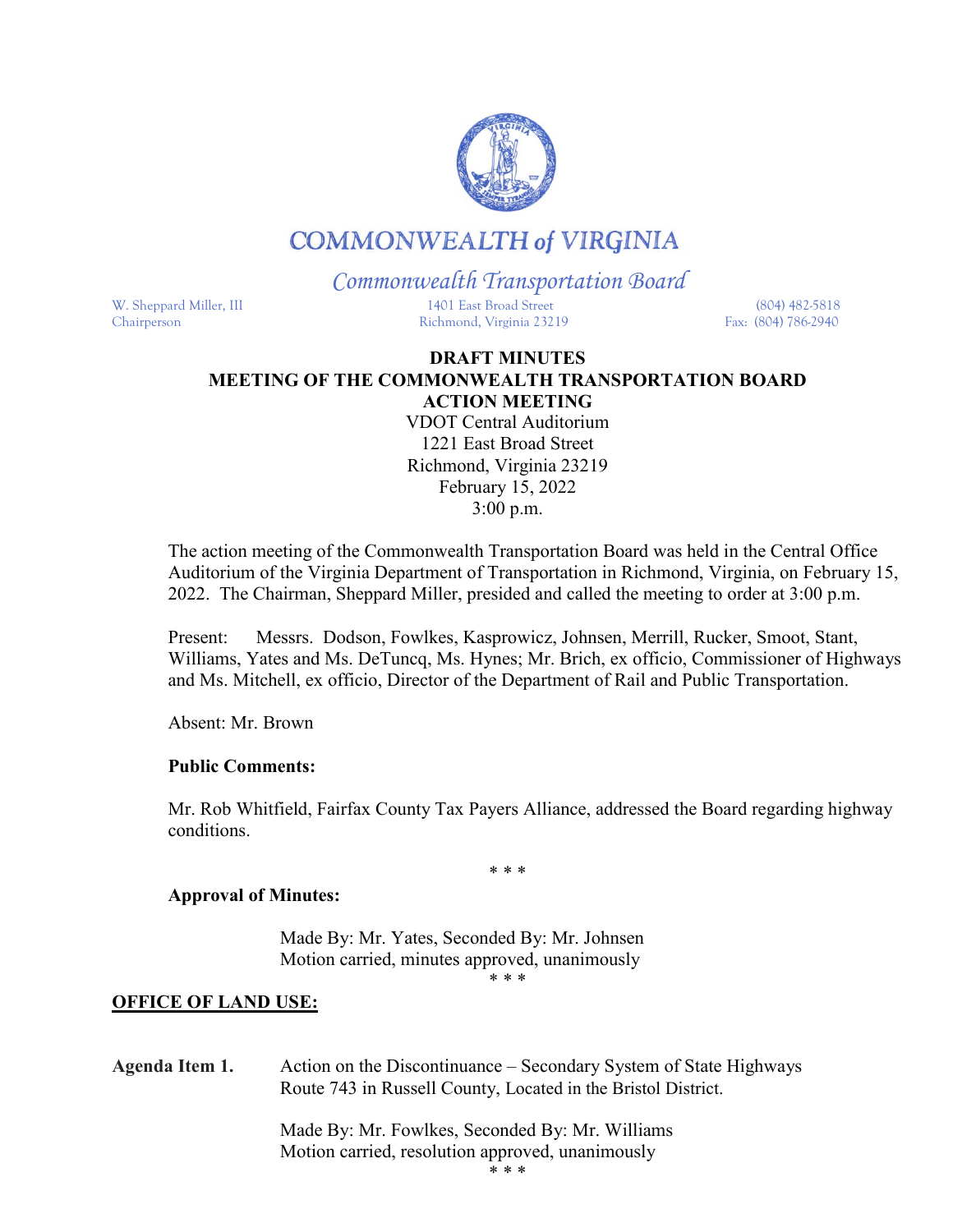# COMMONWEALTH of VIRGINIA

*Commonwealth Transportation Board*

W. Sheppard Miller, III
Chairperson

1401 East Broad Street
Richmond, Virginia 23219

(804) 482-5818
Fax: (804) 786-2940

**DRAFT MINUTES**
**MEETING OF THE COMMONWEALTH TRANSPORTATION BOARD**
**ACTION MEETING**
VDOT Central Auditorium
1221 East Broad Street
Richmond, Virginia 23219
February 15, 2022
3:00 p.m.

The action meeting of the Commonwealth Transportation Board was held in the Central Office Auditorium of the Virginia Department of Transportation in Richmond, Virginia, on February 15, 2022. The Chairman, Sheppard Miller, presided and called the meeting to order at 3:00 p.m.

Present: Messrs. Dodson, Fowlkes, Kasprowicz, Johnsen, Merrill, Rucker, Smoot, Stant, Williams, Yates and Ms. DeTuncq, Ms. Hynes; Mr. Brich, ex officio, Commissioner of Highways and Ms. Mitchell, ex officio, Director of the Department of Rail and Public Transportation.

Absent: Mr. Brown

**Public Comments:**

Mr. Rob Whitfield, Fairfax County Tax Payers Alliance, addressed the Board regarding highway conditions.

\* \* \*

**Approval of Minutes:**

Made By: Mr. Yates, Seconded By: Mr. Johnsen
Motion carried, minutes approved, unanimously

\* \* \*

**OFFICE OF LAND USE:**

**Agenda Item 1.** Action on the Discontinuance – Secondary System of State Highways Route 743 in Russell County, Located in the Bristol District.

Made By: Mr. Fowlkes, Seconded By: Mr. Williams
Motion carried, resolution approved, unanimously

\* \* \*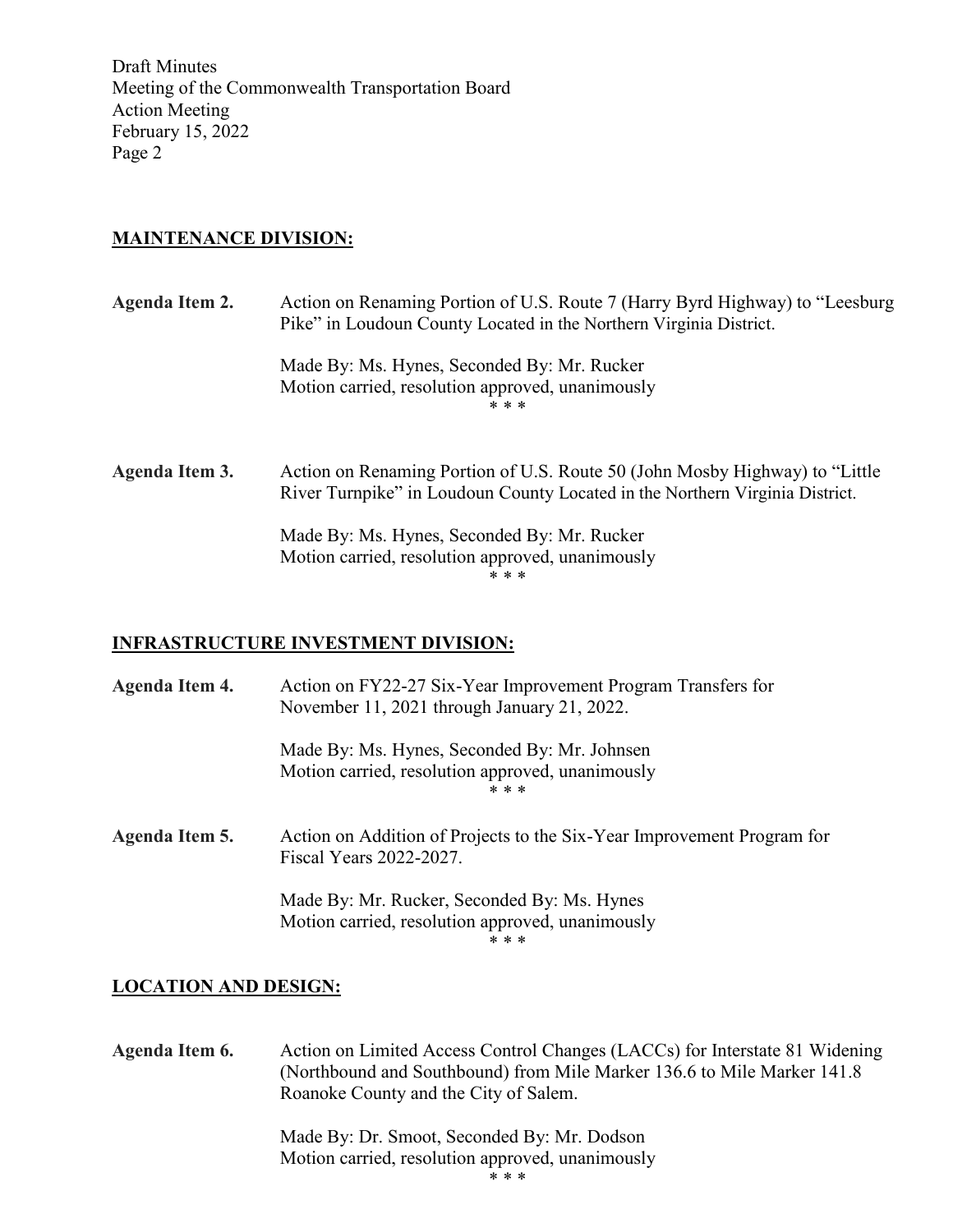## MAINTENANCE DIVISION:

**Agenda Item 2.** Action on Renaming Portion of U.S. Route 7 (Harry Byrd Highway) to "Leesburg Pike" in Loudoun County Located in the Northern Virginia District.

Made By: Ms. Hynes, Seconded By: Mr. Rucker
Motion carried, resolution approved, unanimously

\* \* \*

**Agenda Item 3.** Action on Renaming Portion of U.S. Route 50 (John Mosby Highway) to "Little River Turnpike" in Loudoun County Located in the Northern Virginia District.

Made By: Ms. Hynes, Seconded By: Mr. Rucker
Motion carried, resolution approved, unanimously

\* \* \*

## INFRASTRUCTURE INVESTMENT DIVISION:

**Agenda Item 4.** Action on FY22-27 Six-Year Improvement Program Transfers for November 11, 2021 through January 21, 2022.

Made By: Ms. Hynes, Seconded By: Mr. Johnsen
Motion carried, resolution approved, unanimously

\* \* \*

**Agenda Item 5.** Action on Addition of Projects to the Six-Year Improvement Program for Fiscal Years 2022-2027.

Made By: Mr. Rucker, Seconded By: Ms. Hynes
Motion carried, resolution approved, unanimously

\* \* \*

## LOCATION AND DESIGN:

**Agenda Item 6.** Action on Limited Access Control Changes (LACCs) for Interstate 81 Widening (Northbound and Southbound) from Mile Marker 136.6 to Mile Marker 141.8 Roanoke County and the City of Salem.

Made By: Dr. Smoot, Seconded By: Mr. Dodson
Motion carried, resolution approved, unanimously

\* \* \*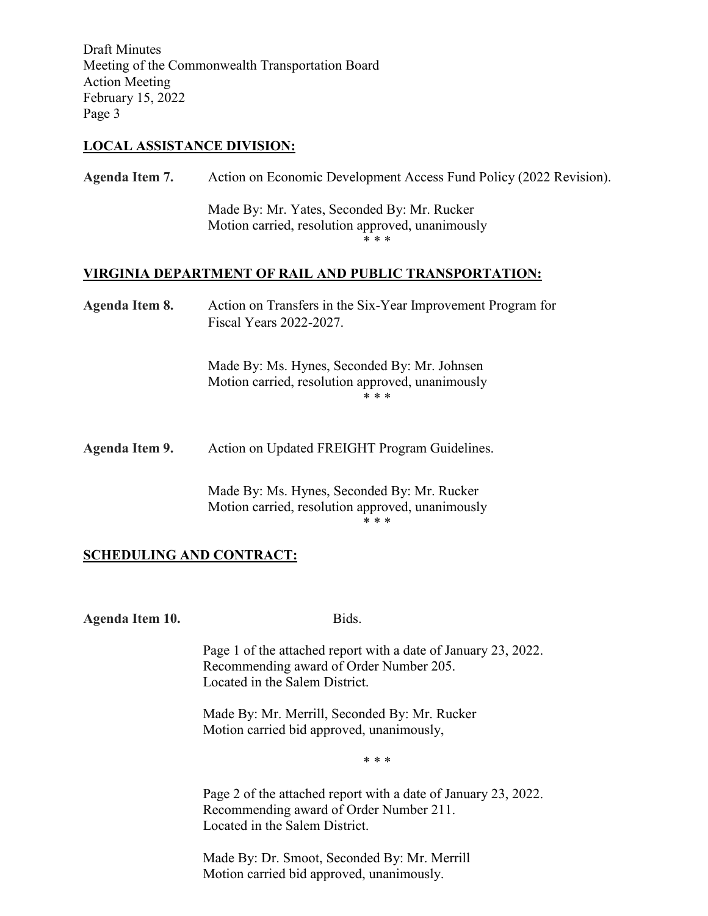## LOCAL ASSISTANCE DIVISION:

**Agenda Item 7.** Action on Economic Development Access Fund Policy (2022 Revision).

Made By: Mr. Yates, Seconded By: Mr. Rucker
Motion carried, resolution approved, unanimously

\* \* \*

## VIRGINIA DEPARTMENT OF RAIL AND PUBLIC TRANSPORTATION:

**Agenda Item 8.** Action on Transfers in the Six-Year Improvement Program for Fiscal Years 2022-2027.

Made By: Ms. Hynes, Seconded By: Mr. Johnsen
Motion carried, resolution approved, unanimously

\* \* \*

**Agenda Item 9.** Action on Updated FREIGHT Program Guidelines.

Made By: Ms. Hynes, Seconded By: Mr. Rucker
Motion carried, resolution approved, unanimously

\* \* \*

## SCHEDULING AND CONTRACT:

**Agenda Item 10.** Bids.

Page 1 of the attached report with a date of January 23, 2022.
Recommending award of Order Number 205.
Located in the Salem District.

Made By: Mr. Merrill, Seconded By: Mr. Rucker
Motion carried bid approved, unanimously,

\* \* \*

Page 2 of the attached report with a date of January 23, 2022.
Recommending award of Order Number 211.
Located in the Salem District.

Made By: Dr. Smoot, Seconded By: Mr. Merrill
Motion carried bid approved, unanimously.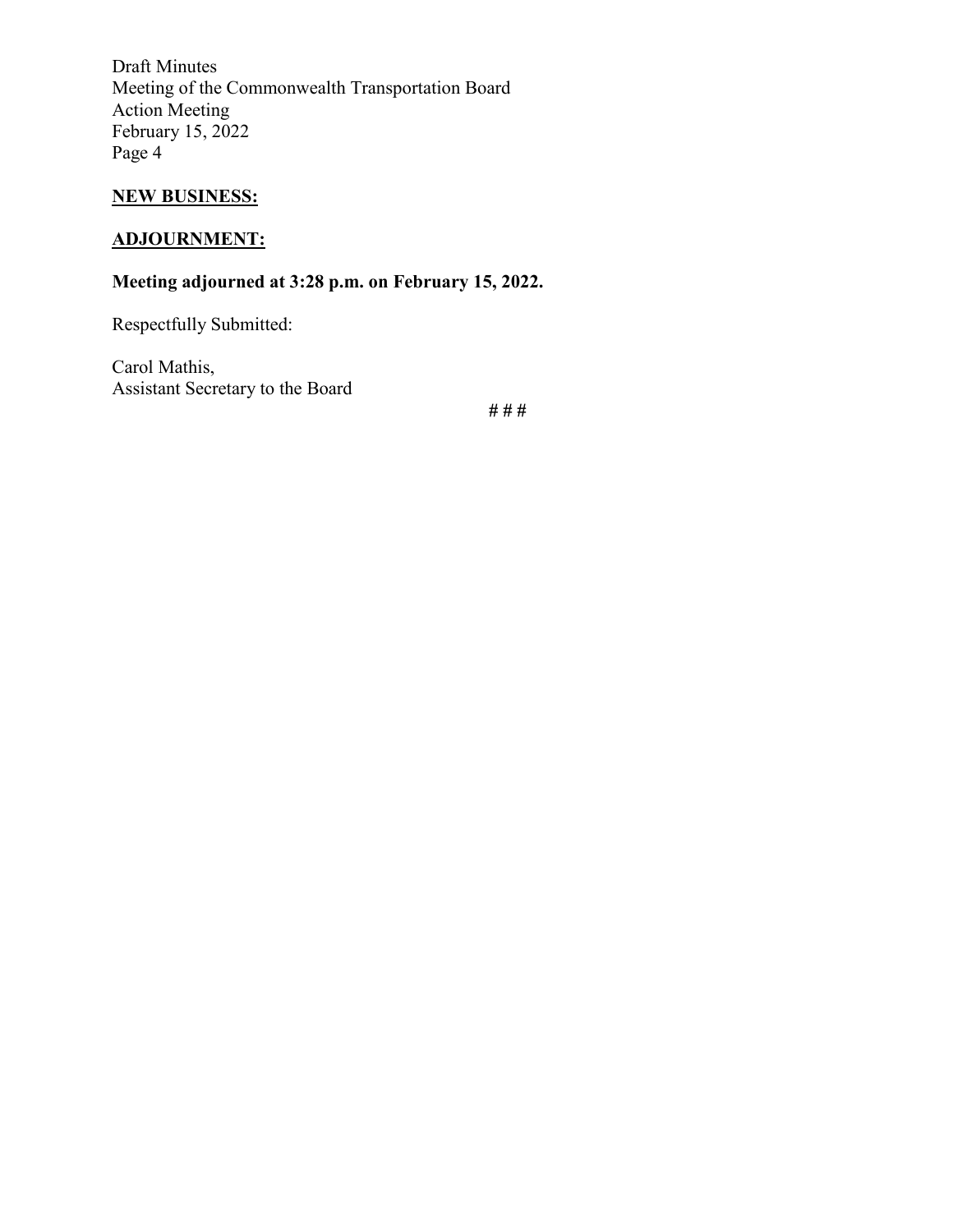**NEW BUSINESS:**

**ADJOURNMENT:**

**Meeting adjourned at 3:28 p.m. on February 15, 2022.**

Respectfully Submitted:

Carol Mathis,
Assistant Secretary to the Board

# # #